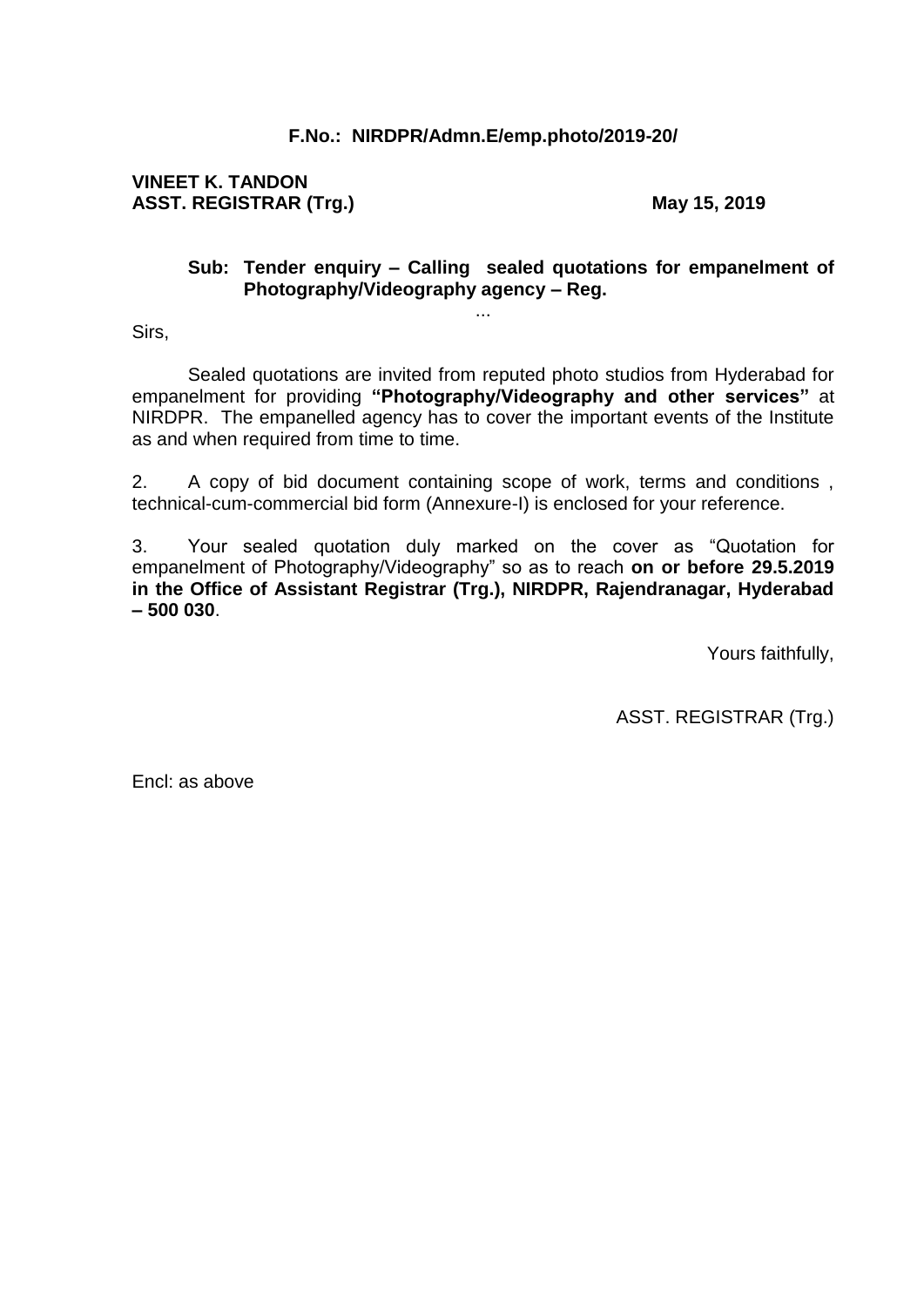**F.No.: NIRDPR/Admn.E/emp.photo/2019-20/**

**VINEET K. TANDON**
**ASST. REGISTRAR (Trg.)** **May 15, 2019**

**Sub: Tender enquiry – Calling sealed quotations for empanelment of Photography/Videography agency – Reg.**

...

Sirs,

Sealed quotations are invited from reputed photo studios from Hyderabad for empanelment for providing **"Photography/Videography and other services"** at NIRDPR. The empanelled agency has to cover the important events of the Institute as and when required from time to time.

2. A copy of bid document containing scope of work, terms and conditions , technical-cum-commercial bid form (Annexure-I) is enclosed for your reference.

3. Your sealed quotation duly marked on the cover as "Quotation for empanelment of Photography/Videography" so as to reach **on or before 29.5.2019 in the Office of Assistant Registrar (Trg.), NIRDPR, Rajendranagar, Hyderabad – 500 030**.

Yours faithfully,

ASST. REGISTRAR (Trg.)

Encl: as above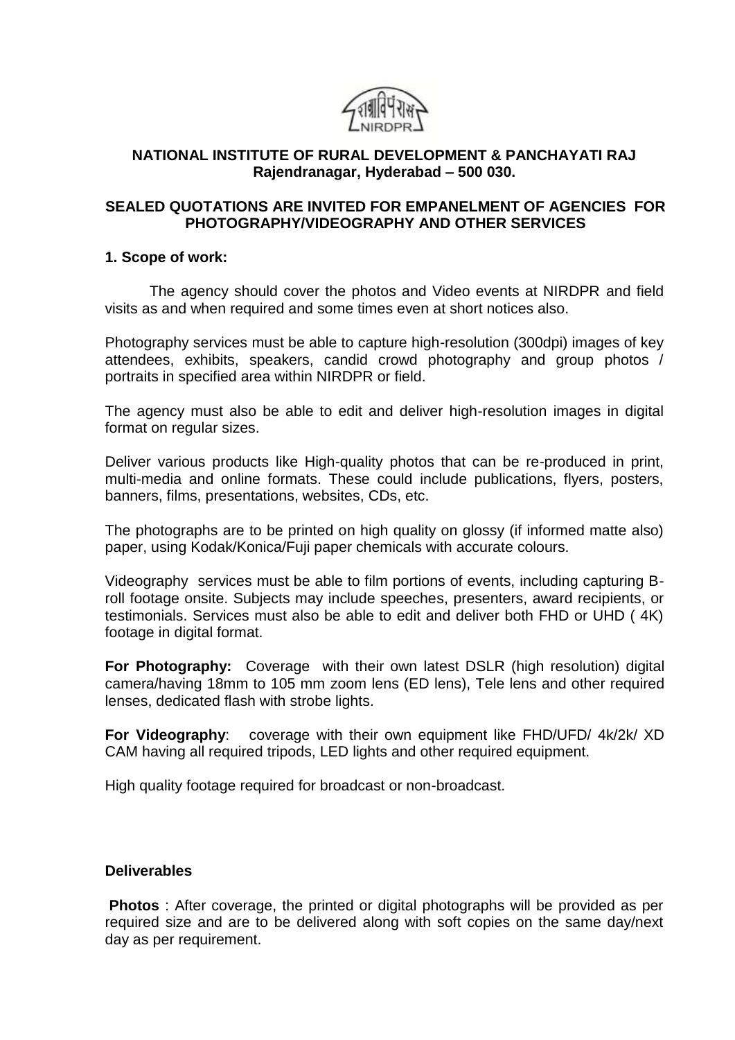**NATIONAL INSTITUTE OF RURAL DEVELOPMENT & PANCHAYATI RAJ**
**Rajendranagar, Hyderabad – 500 030.**

**SEALED QUOTATIONS ARE INVITED FOR EMPANELMENT OF AGENCIES FOR PHOTOGRAPHY/VIDEOGRAPHY AND OTHER SERVICES**

**1. Scope of work:**

The agency should cover the photos and Video events at NIRDPR and field visits as and when required and some times even at short notices also.

Photography services must be able to capture high-resolution (300dpi) images of key attendees, exhibits, speakers, candid crowd photography and group photos / portraits in specified area within NIRDPR or field.

The agency must also be able to edit and deliver high-resolution images in digital format on regular sizes.

Deliver various products like High-quality photos that can be re-produced in print, multi-media and online formats. These could include publications, flyers, posters, banners, films, presentations, websites, CDs, etc.

The photographs are to be printed on high quality on glossy (if informed matte also) paper, using Kodak/Konica/Fuji paper chemicals with accurate colours.

Videography services must be able to film portions of events, including capturing B-roll footage onsite. Subjects may include speeches, presenters, award recipients, or testimonials. Services must also be able to edit and deliver both FHD or UHD ( 4K) footage in digital format.

**For Photography:** Coverage with their own latest DSLR (high resolution) digital camera/having 18mm to 105 mm zoom lens (ED lens), Tele lens and other required lenses, dedicated flash with strobe lights.

**For Videography**: coverage with their own equipment like FHD/UFD/ 4k/2k/ XD CAM having all required tripods, LED lights and other required equipment.

High quality footage required for broadcast or non-broadcast.

**Deliverables**

**Photos** : After coverage, the printed or digital photographs will be provided as per required size and are to be delivered along with soft copies on the same day/next day as per requirement.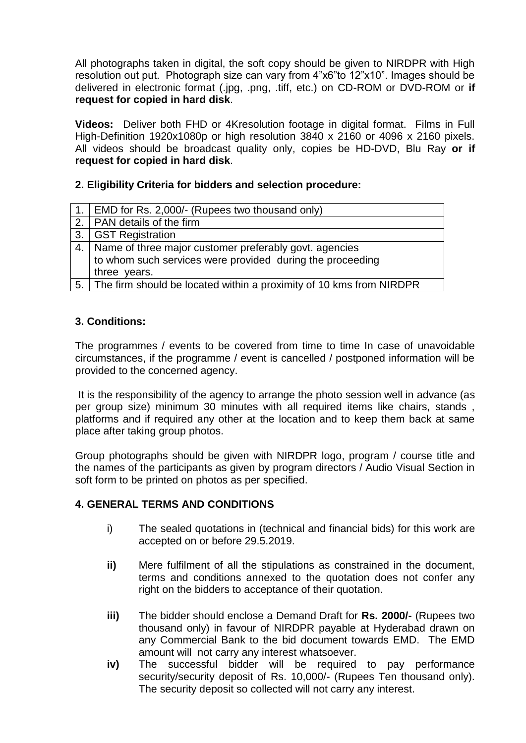All photographs taken in digital, the soft copy should be given to NIRDPR with High resolution out put. Photograph size can vary from 4"x6"to 12"x10". Images should be delivered in electronic format (.jpg, .png, .tiff, etc.) on CD-ROM or DVD-ROM or **if request for copied in hard disk**.

**Videos:** Deliver both FHD or 4Kresolution footage in digital format. Films in Full High-Definition 1920x1080p or high resolution 3840 x 2160 or 4096 x 2160 pixels. All videos should be broadcast quality only, copies be HD-DVD, Blu Ray **or if request for copied in hard disk**.

**2. Eligibility Criteria for bidders and selection procedure:**

| | |
|---|---|
| 1. | EMD for Rs. 2,000/- (Rupees two thousand only) |
| 2. | PAN details of the firm |
| 3. | GST Registration |
| 4. | Name of three major customer preferably govt. agencies to whom such services were provided during the proceeding three years. |
| 5. | The firm should be located within a proximity of 10 kms from NIRDPR |

**3. Conditions:**

The programmes / events to be covered from time to time In case of unavoidable circumstances, if the programme / event is cancelled / postponed information will be provided to the concerned agency.

It is the responsibility of the agency to arrange the photo session well in advance (as per group size) minimum 30 minutes with all required items like chairs, stands , platforms and if required any other at the location and to keep them back at same place after taking group photos.

Group photographs should be given with NIRDPR logo, program / course title and the names of the participants as given by program directors / Audio Visual Section in soft form to be printed on photos as per specified.

**4. GENERAL TERMS AND CONDITIONS**

i) The sealed quotations in (technical and financial bids) for this work are accepted on or before 29.5.2019.

**ii)** Mere fulfilment of all the stipulations as constrained in the document, terms and conditions annexed to the quotation does not confer any right on the bidders to acceptance of their quotation.

**iii)** The bidder should enclose a Demand Draft for **Rs. 2000/-** (Rupees two thousand only) in favour of NIRDPR payable at Hyderabad drawn on any Commercial Bank to the bid document towards EMD. The EMD amount will not carry any interest whatsoever.

**iv)** The successful bidder will be required to pay performance security/security deposit of Rs. 10,000/- (Rupees Ten thousand only). The security deposit so collected will not carry any interest.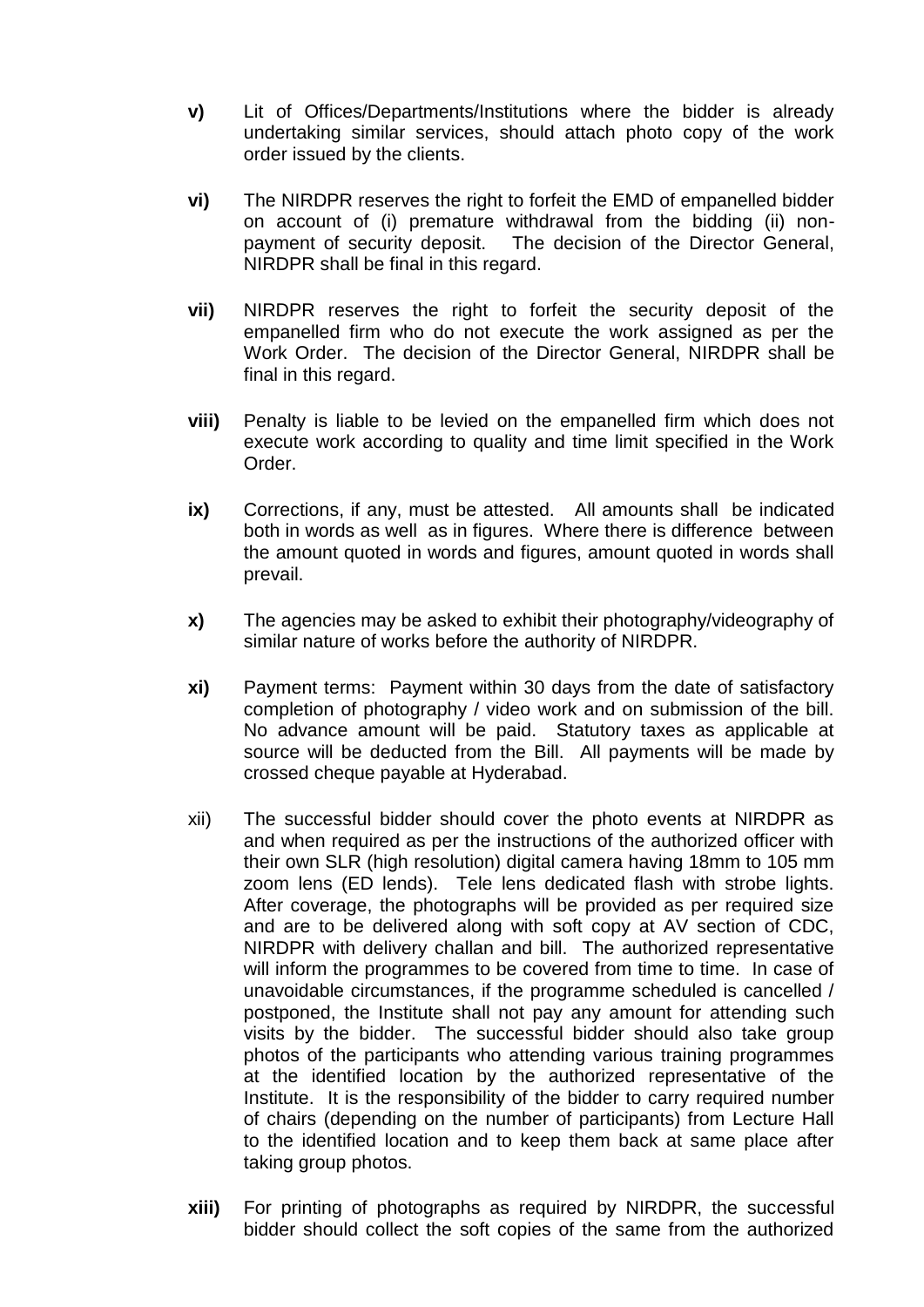**v)** Lit of Offices/Departments/Institutions where the bidder is already undertaking similar services, should attach photo copy of the work order issued by the clients.

**vi)** The NIRDPR reserves the right to forfeit the EMD of empanelled bidder on account of (i) premature withdrawal from the bidding (ii) non-payment of security deposit. The decision of the Director General, NIRDPR shall be final in this regard.

**vii)** NIRDPR reserves the right to forfeit the security deposit of the empanelled firm who do not execute the work assigned as per the Work Order. The decision of the Director General, NIRDPR shall be final in this regard.

**viii)** Penalty is liable to be levied on the empanelled firm which does not execute work according to quality and time limit specified in the Work Order.

**ix)** Corrections, if any, must be attested. All amounts shall be indicated both in words as well as in figures. Where there is difference between the amount quoted in words and figures, amount quoted in words shall prevail.

**x)** The agencies may be asked to exhibit their photography/videography of similar nature of works before the authority of NIRDPR.

**xi)** Payment terms: Payment within 30 days from the date of satisfactory completion of photography / video work and on submission of the bill. No advance amount will be paid. Statutory taxes as applicable at source will be deducted from the Bill. All payments will be made by crossed cheque payable at Hyderabad.

xii) The successful bidder should cover the photo events at NIRDPR as and when required as per the instructions of the authorized officer with their own SLR (high resolution) digital camera having 18mm to 105 mm zoom lens (ED lends). Tele lens dedicated flash with strobe lights. After coverage, the photographs will be provided as per required size and are to be delivered along with soft copy at AV section of CDC, NIRDPR with delivery challan and bill. The authorized representative will inform the programmes to be covered from time to time. In case of unavoidable circumstances, if the programme scheduled is cancelled / postponed, the Institute shall not pay any amount for attending such visits by the bidder. The successful bidder should also take group photos of the participants who attending various training programmes at the identified location by the authorized representative of the Institute. It is the responsibility of the bidder to carry required number of chairs (depending on the number of participants) from Lecture Hall to the identified location and to keep them back at same place after taking group photos.

**xiii)** For printing of photographs as required by NIRDPR, the successful bidder should collect the soft copies of the same from the authorized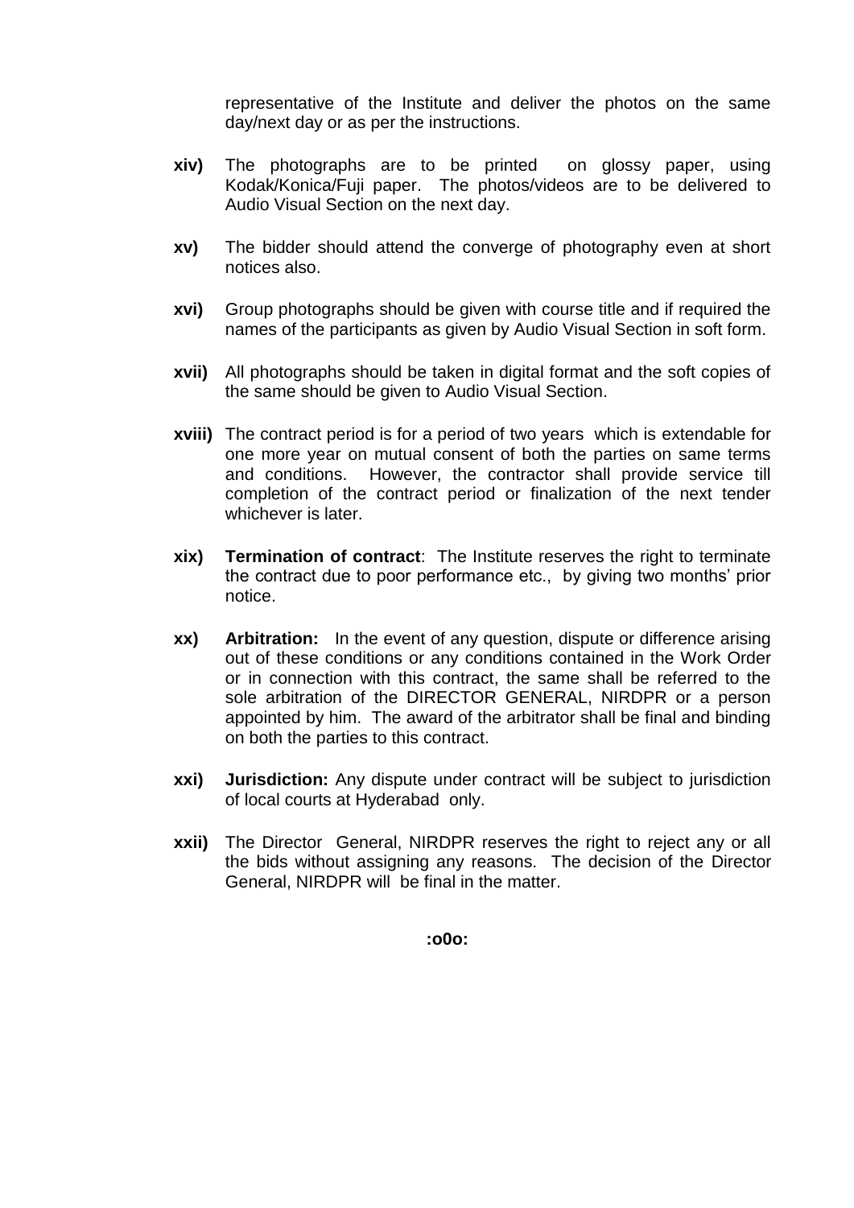representative of the Institute and deliver the photos on the same day/next day or as per the instructions.

**xiv)** The photographs are to be printed on glossy paper, using Kodak/Konica/Fuji paper. The photos/videos are to be delivered to Audio Visual Section on the next day.

**xv)** The bidder should attend the converge of photography even at short notices also.

**xvi)** Group photographs should be given with course title and if required the names of the participants as given by Audio Visual Section in soft form.

**xvii)** All photographs should be taken in digital format and the soft copies of the same should be given to Audio Visual Section.

**xviii)** The contract period is for a period of two years which is extendable for one more year on mutual consent of both the parties on same terms and conditions. However, the contractor shall provide service till completion of the contract period or finalization of the next tender whichever is later.

**xix)** **Termination of contract**: The Institute reserves the right to terminate the contract due to poor performance etc., by giving two months' prior notice.

**xx)** **Arbitration:** In the event of any question, dispute or difference arising out of these conditions or any conditions contained in the Work Order or in connection with this contract, the same shall be referred to the sole arbitration of the DIRECTOR GENERAL, NIRDPR or a person appointed by him. The award of the arbitrator shall be final and binding on both the parties to this contract.

**xxi)** **Jurisdiction:** Any dispute under contract will be subject to jurisdiction of local courts at Hyderabad only.

**xxii)** The Director General, NIRDPR reserves the right to reject any or all the bids without assigning any reasons. The decision of the Director General, NIRDPR will be final in the matter.

**:o0o:**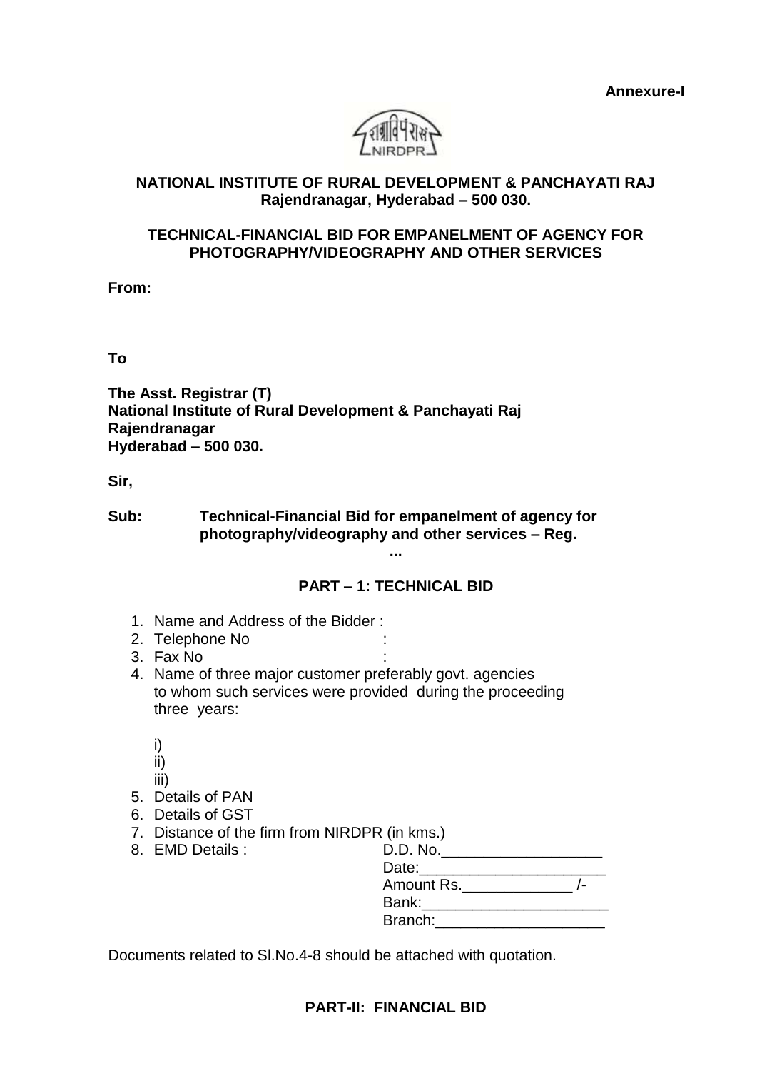**Annexure-I**

**NATIONAL INSTITUTE OF RURAL DEVELOPMENT & PANCHAYATI RAJ**
**Rajendranagar, Hyderabad – 500 030.**

**TECHNICAL-FINANCIAL BID FOR EMPANELMENT OF AGENCY FOR PHOTOGRAPHY/VIDEOGRAPHY AND OTHER SERVICES**

**From:**

**To**

**The Asst. Registrar (T)**
**National Institute of Rural Development & Panchayati Raj**
**Rajendranagar**
**Hyderabad – 500 030.**

**Sir,**

**Sub: Technical-Financial Bid for empanelment of agency for photography/videography and other services – Reg.**

**...**

## PART – 1: TECHNICAL BID

1. Name and Address of the Bidder :
2. Telephone No :
3. Fax No :
4. Name of three major customer preferably govt. agencies to whom such services were provided during the proceeding three years:

   i)
   ii)
   iii)
5. Details of PAN
6. Details of GST
7. Distance of the firm from NIRDPR (in kms.)
8. EMD Details : D.D. No.___________________
   Date:______________________
   Amount Rs._____________ /-
   Bank:______________________
   Branch:____________________

Documents related to Sl.No.4-8 should be attached with quotation.

## PART-II: FINANCIAL BID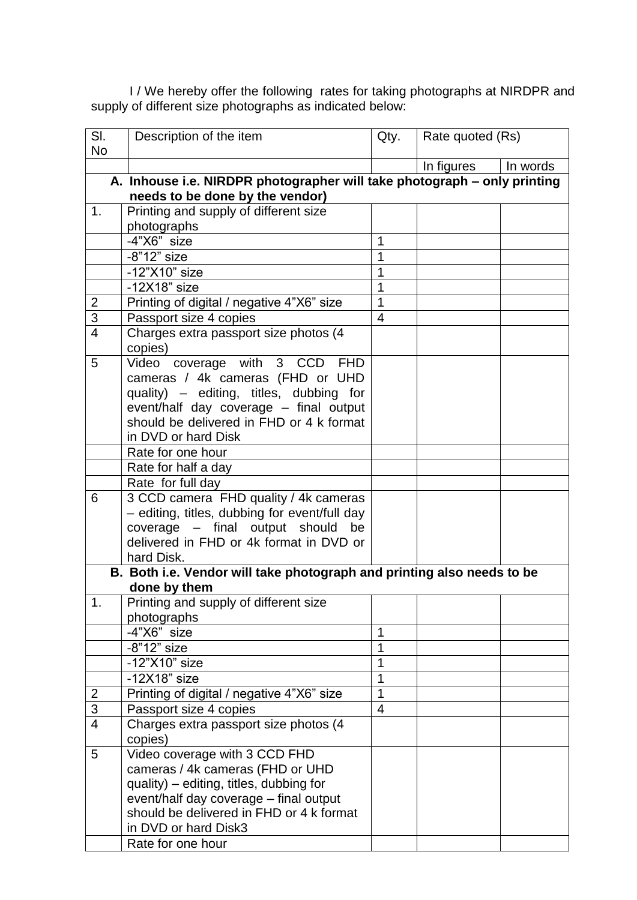I / We hereby offer the following rates for taking photographs at NIRDPR and supply of different size photographs as indicated below:

| Sl. No | Description of the item | Qty. | Rate quoted (Rs) | |
|---|---|---|---|---|
| | | | In figures | In words |
| **A. Inhouse i.e. NIRDPR photographer will take photograph – only printing needs to be done by the vendor)** | | | | |
| 1. | Printing and supply of different size photographs | | | |
| | -4"X6" size | 1 | | |
| | -8"12" size | 1 | | |
| | -12"X10" size | 1 | | |
| | -12X18" size | 1 | | |
| 2 | Printing of digital / negative 4"X6" size | 1 | | |
| 3 | Passport size 4 copies | 4 | | |
| 4 | Charges extra passport size photos (4 copies) | | | |
| 5 | Video coverage with 3 CCD FHD cameras / 4k cameras (FHD or UHD quality) – editing, titles, dubbing for event/half day coverage – final output should be delivered in FHD or 4 k format in DVD or hard Disk | | | |
| | Rate for one hour | | | |
| | Rate for half a day | | | |
| | Rate for full day | | | |
| 6 | 3 CCD camera FHD quality / 4k cameras – editing, titles, dubbing for event/full day coverage – final output should be delivered in FHD or 4k format in DVD or hard Disk. | | | |
| **B. Both i.e. Vendor will take photograph and printing also needs to be done by them** | | | | |
| 1. | Printing and supply of different size photographs | | | |
| | -4"X6" size | 1 | | |
| | -8"12" size | 1 | | |
| | -12"X10" size | 1 | | |
| | -12X18" size | 1 | | |
| 2 | Printing of digital / negative 4"X6" size | 1 | | |
| 3 | Passport size 4 copies | 4 | | |
| 4 | Charges extra passport size photos (4 copies) | | | |
| 5 | Video coverage with 3 CCD FHD cameras / 4k cameras (FHD or UHD quality) – editing, titles, dubbing for event/half day coverage – final output should be delivered in FHD or 4 k format in DVD or hard Disk3 | | | |
| | Rate for one hour | | | |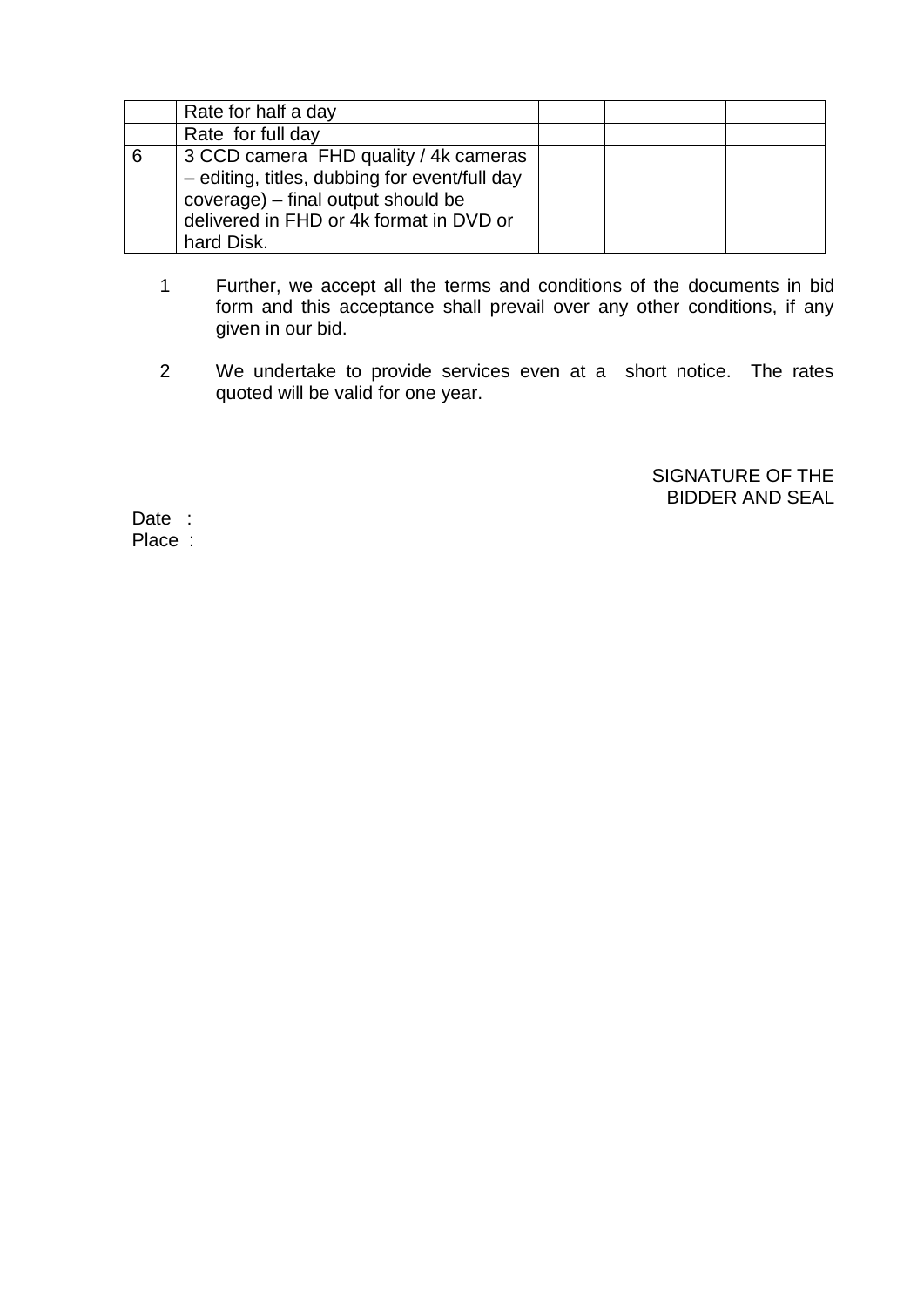| | | | | |
|---|---|---|---|---|
| | Rate for half a day | | | |
| | Rate for full day | | | |
| 6 | 3 CCD camera FHD quality / 4k cameras – editing, titles, dubbing for event/full day coverage) – final output should be delivered in FHD or 4k format in DVD or hard Disk. | | | |

1. Further, we accept all the terms and conditions of the documents in bid form and this acceptance shall prevail over any other conditions, if any given in our bid.

2. We undertake to provide services even at a short notice. The rates quoted will be valid for one year.

SIGNATURE OF THE BIDDER AND SEAL

Date :
Place :